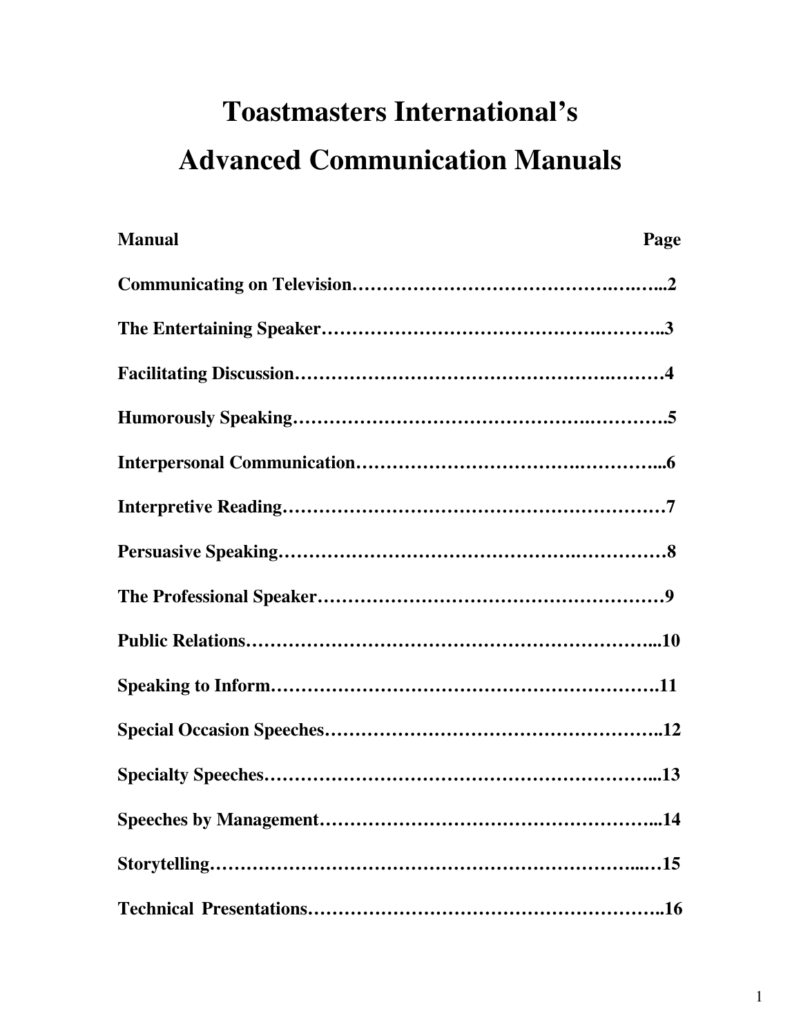# Toastmasters International's
# Advanced Communication Manuals

| Manual | Page |
|---|---|
| Communicating on Television | 2 |
| The Entertaining Speaker | 3 |
| Facilitating Discussion | 4 |
| Humorously Speaking | 5 |
| Interpersonal Communication | 6 |
| Interpretive Reading | 7 |
| Persuasive Speaking | 8 |
| The Professional Speaker | 9 |
| Public Relations | 10 |
| Speaking to Inform | 11 |
| Special Occasion Speeches | 12 |
| Specialty Speeches | 13 |
| Speeches by Management | 14 |
| Storytelling | 15 |
| Technical Presentations | 16 |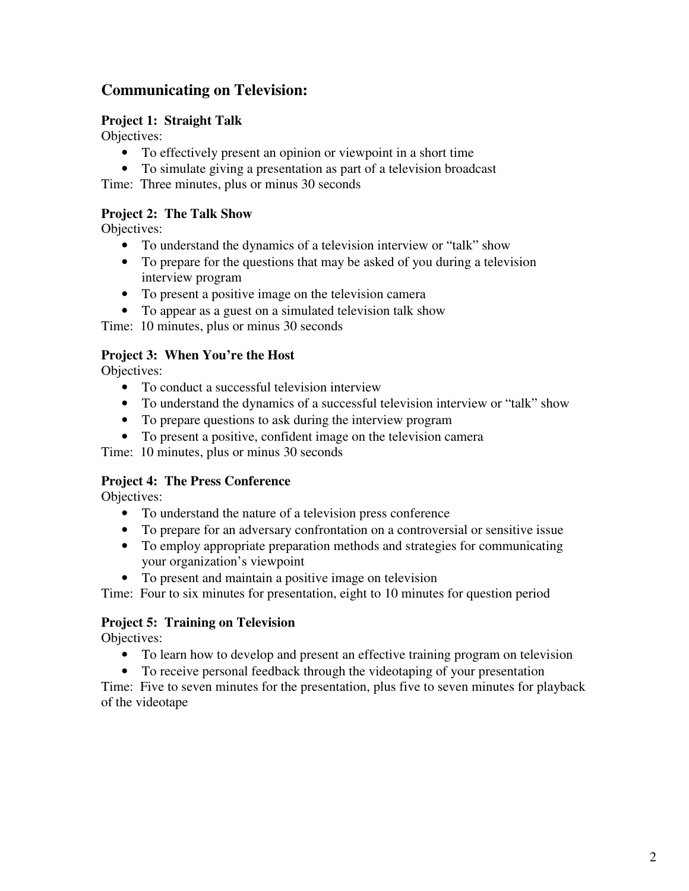## Communicating on Television:

### Project 1: Straight Talk

Objectives:

- To effectively present an opinion or viewpoint in a short time
- To simulate giving a presentation as part of a television broadcast

Time: Three minutes, plus or minus 30 seconds

### Project 2: The Talk Show

Objectives:

- To understand the dynamics of a television interview or "talk" show
- To prepare for the questions that may be asked of you during a television interview program
- To present a positive image on the television camera
- To appear as a guest on a simulated television talk show

Time: 10 minutes, plus or minus 30 seconds

### Project 3: When You're the Host

Objectives:

- To conduct a successful television interview
- To understand the dynamics of a successful television interview or "talk" show
- To prepare questions to ask during the interview program
- To present a positive, confident image on the television camera

Time: 10 minutes, plus or minus 30 seconds

### Project 4: The Press Conference

Objectives:

- To understand the nature of a television press conference
- To prepare for an adversary confrontation on a controversial or sensitive issue
- To employ appropriate preparation methods and strategies for communicating your organization's viewpoint
- To present and maintain a positive image on television

Time: Four to six minutes for presentation, eight to 10 minutes for question period

### Project 5: Training on Television

Objectives:

- To learn how to develop and present an effective training program on television
- To receive personal feedback through the videotaping of your presentation

Time: Five to seven minutes for the presentation, plus five to seven minutes for playback of the videotape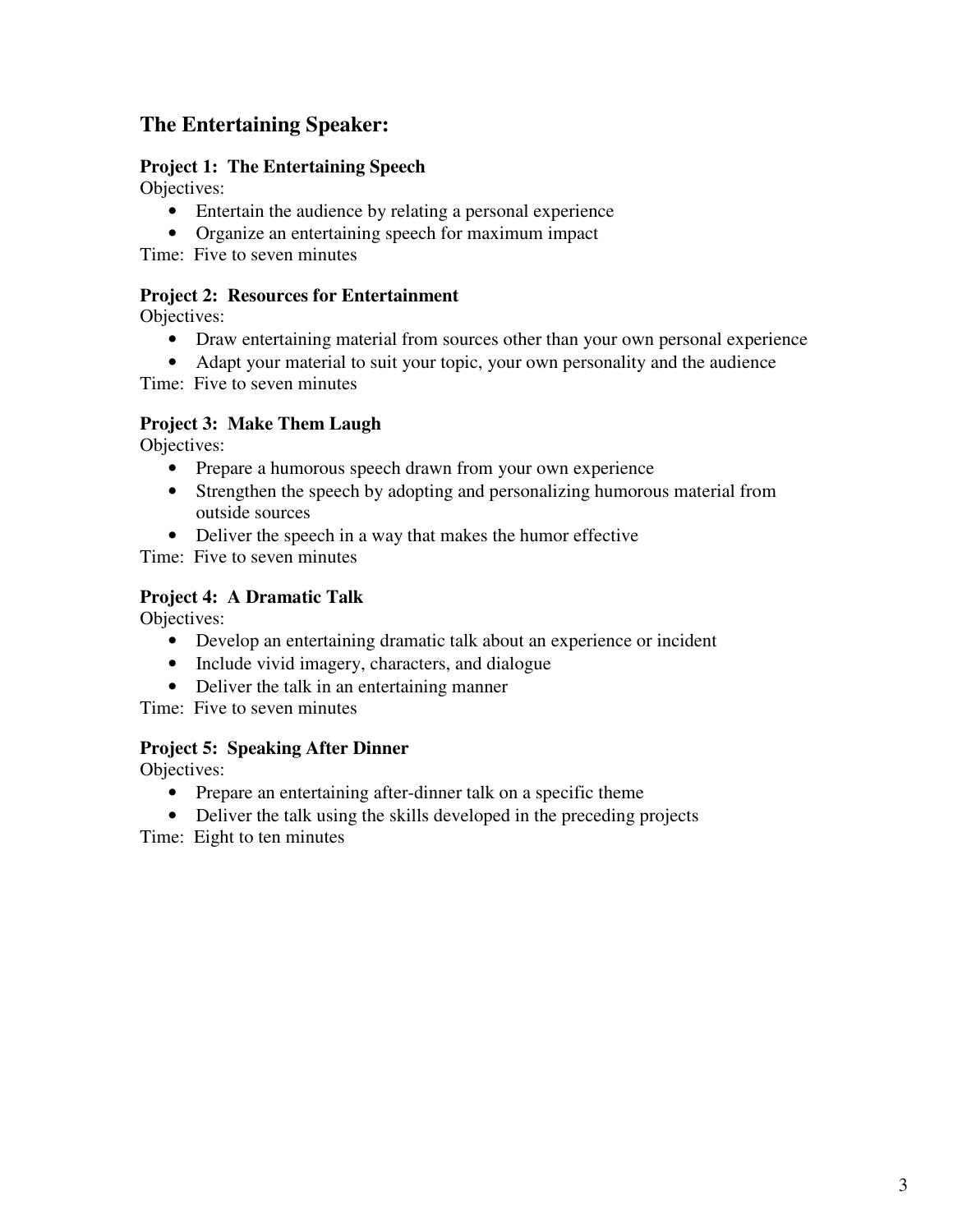## The Entertaining Speaker:

**Project 1: The Entertaining Speech**

Objectives:

- Entertain the audience by relating a personal experience
- Organize an entertaining speech for maximum impact

Time: Five to seven minutes

**Project 2: Resources for Entertainment**

Objectives:

- Draw entertaining material from sources other than your own personal experience
- Adapt your material to suit your topic, your own personality and the audience

Time: Five to seven minutes

**Project 3: Make Them Laugh**

Objectives:

- Prepare a humorous speech drawn from your own experience
- Strengthen the speech by adopting and personalizing humorous material from outside sources
- Deliver the speech in a way that makes the humor effective

Time: Five to seven minutes

**Project 4: A Dramatic Talk**

Objectives:

- Develop an entertaining dramatic talk about an experience or incident
- Include vivid imagery, characters, and dialogue
- Deliver the talk in an entertaining manner

Time: Five to seven minutes

**Project 5: Speaking After Dinner**

Objectives:

- Prepare an entertaining after-dinner talk on a specific theme
- Deliver the talk using the skills developed in the preceding projects

Time: Eight to ten minutes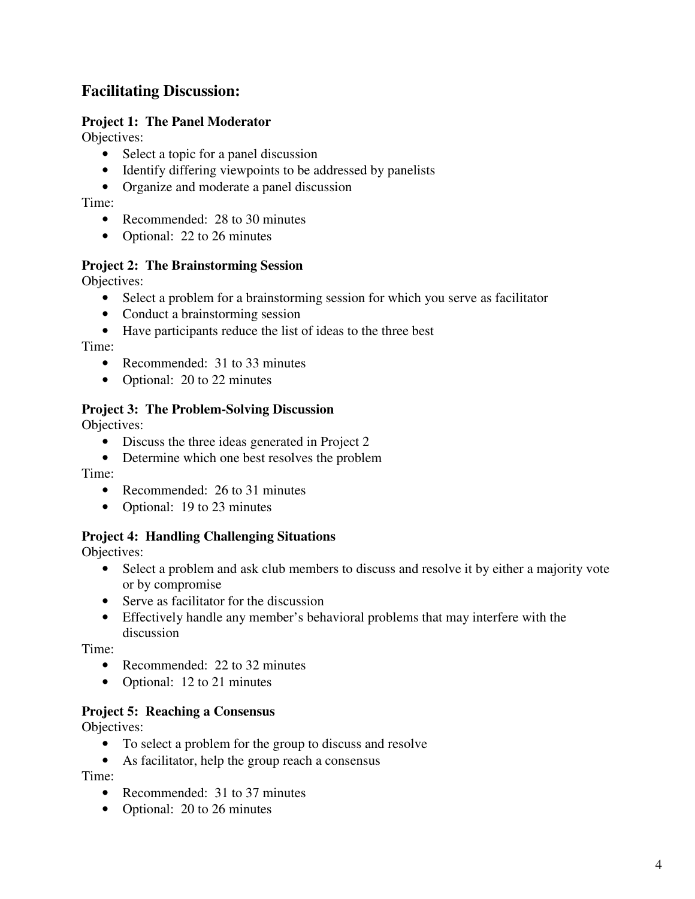## Facilitating Discussion:

**Project 1: The Panel Moderator**

Objectives:

- Select a topic for a panel discussion
- Identify differing viewpoints to be addressed by panelists
- Organize and moderate a panel discussion

Time:

- Recommended: 28 to 30 minutes
- Optional: 22 to 26 minutes

**Project 2: The Brainstorming Session**

Objectives:

- Select a problem for a brainstorming session for which you serve as facilitator
- Conduct a brainstorming session
- Have participants reduce the list of ideas to the three best

Time:

- Recommended: 31 to 33 minutes
- Optional: 20 to 22 minutes

**Project 3: The Problem-Solving Discussion**

Objectives:

- Discuss the three ideas generated in Project 2
- Determine which one best resolves the problem

Time:

- Recommended: 26 to 31 minutes
- Optional: 19 to 23 minutes

**Project 4: Handling Challenging Situations**

Objectives:

- Select a problem and ask club members to discuss and resolve it by either a majority vote or by compromise
- Serve as facilitator for the discussion
- Effectively handle any member's behavioral problems that may interfere with the discussion

Time:

- Recommended: 22 to 32 minutes
- Optional: 12 to 21 minutes

**Project 5: Reaching a Consensus**

Objectives:

- To select a problem for the group to discuss and resolve
- As facilitator, help the group reach a consensus

Time:

- Recommended: 31 to 37 minutes
- Optional: 20 to 26 minutes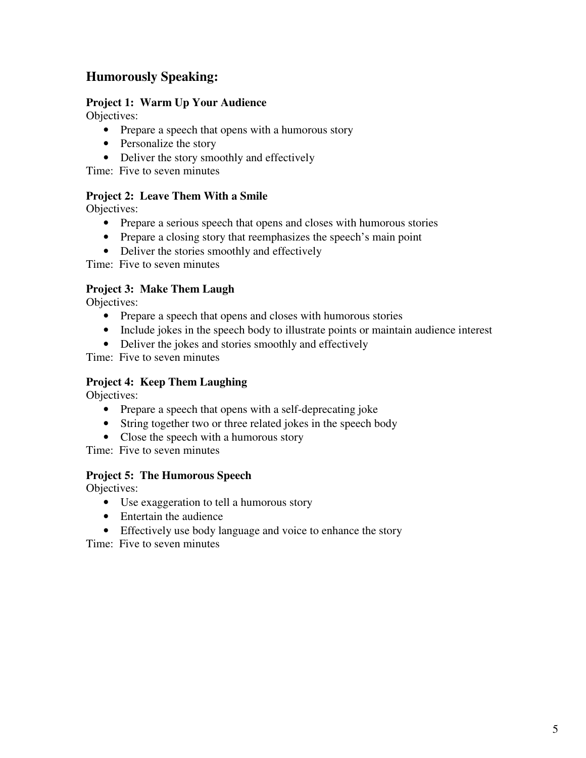## Humorously Speaking:

**Project 1: Warm Up Your Audience**
Objectives:

- Prepare a speech that opens with a humorous story
- Personalize the story
- Deliver the story smoothly and effectively

Time: Five to seven minutes

**Project 2: Leave Them With a Smile**
Objectives:

- Prepare a serious speech that opens and closes with humorous stories
- Prepare a closing story that reemphasizes the speech's main point
- Deliver the stories smoothly and effectively

Time: Five to seven minutes

**Project 3: Make Them Laugh**
Objectives:

- Prepare a speech that opens and closes with humorous stories
- Include jokes in the speech body to illustrate points or maintain audience interest
- Deliver the jokes and stories smoothly and effectively

Time: Five to seven minutes

**Project 4: Keep Them Laughing**
Objectives:

- Prepare a speech that opens with a self-deprecating joke
- String together two or three related jokes in the speech body
- Close the speech with a humorous story

Time: Five to seven minutes

**Project 5: The Humorous Speech**
Objectives:

- Use exaggeration to tell a humorous story
- Entertain the audience
- Effectively use body language and voice to enhance the story

Time: Five to seven minutes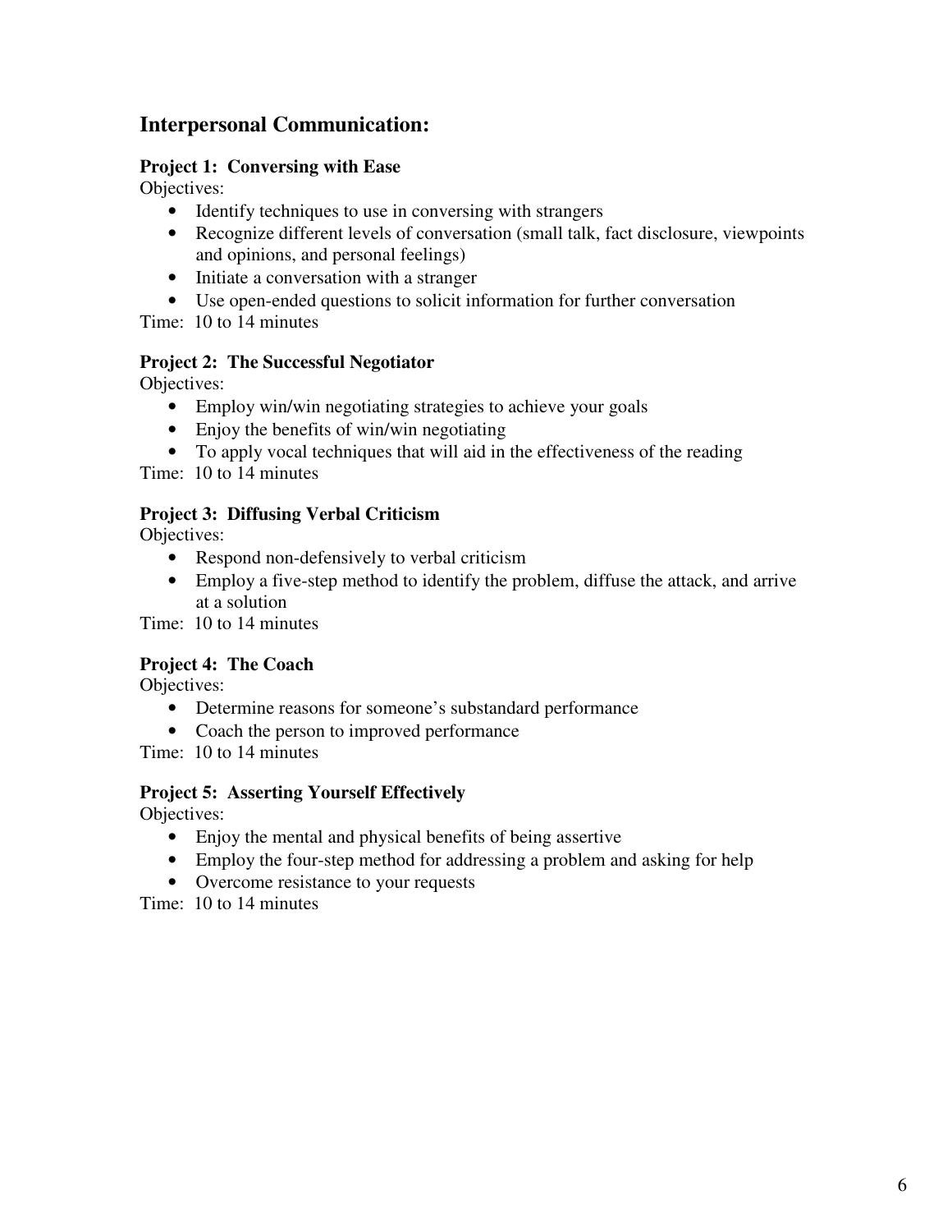## Interpersonal Communication:

**Project 1: Conversing with Ease**
Objectives:

- Identify techniques to use in conversing with strangers
- Recognize different levels of conversation (small talk, fact disclosure, viewpoints and opinions, and personal feelings)
- Initiate a conversation with a stranger
- Use open-ended questions to solicit information for further conversation

Time: 10 to 14 minutes

**Project 2: The Successful Negotiator**
Objectives:

- Employ win/win negotiating strategies to achieve your goals
- Enjoy the benefits of win/win negotiating
- To apply vocal techniques that will aid in the effectiveness of the reading

Time: 10 to 14 minutes

**Project 3: Diffusing Verbal Criticism**
Objectives:

- Respond non-defensively to verbal criticism
- Employ a five-step method to identify the problem, diffuse the attack, and arrive at a solution

Time: 10 to 14 minutes

**Project 4: The Coach**
Objectives:

- Determine reasons for someone's substandard performance
- Coach the person to improved performance

Time: 10 to 14 minutes

**Project 5: Asserting Yourself Effectively**
Objectives:

- Enjoy the mental and physical benefits of being assertive
- Employ the four-step method for addressing a problem and asking for help
- Overcome resistance to your requests

Time: 10 to 14 minutes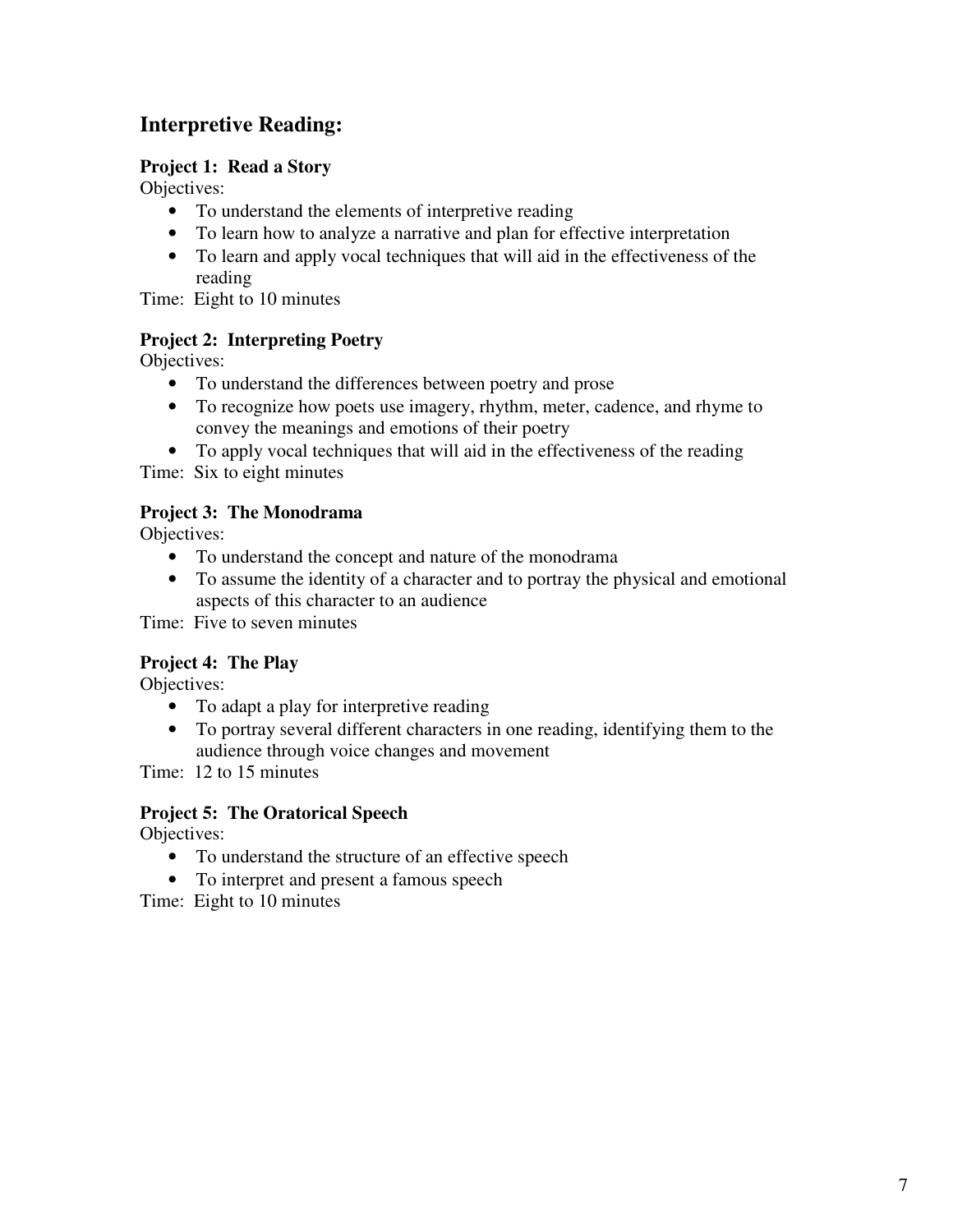## Interpretive Reading:

**Project 1: Read a Story**

Objectives:

- To understand the elements of interpretive reading
- To learn how to analyze a narrative and plan for effective interpretation
- To learn and apply vocal techniques that will aid in the effectiveness of the reading

Time: Eight to 10 minutes

**Project 2: Interpreting Poetry**

Objectives:

- To understand the differences between poetry and prose
- To recognize how poets use imagery, rhythm, meter, cadence, and rhyme to convey the meanings and emotions of their poetry
- To apply vocal techniques that will aid in the effectiveness of the reading

Time: Six to eight minutes

**Project 3: The Monodrama**

Objectives:

- To understand the concept and nature of the monodrama
- To assume the identity of a character and to portray the physical and emotional aspects of this character to an audience

Time: Five to seven minutes

**Project 4: The Play**

Objectives:

- To adapt a play for interpretive reading
- To portray several different characters in one reading, identifying them to the audience through voice changes and movement

Time: 12 to 15 minutes

**Project 5: The Oratorical Speech**

Objectives:

- To understand the structure of an effective speech
- To interpret and present a famous speech

Time: Eight to 10 minutes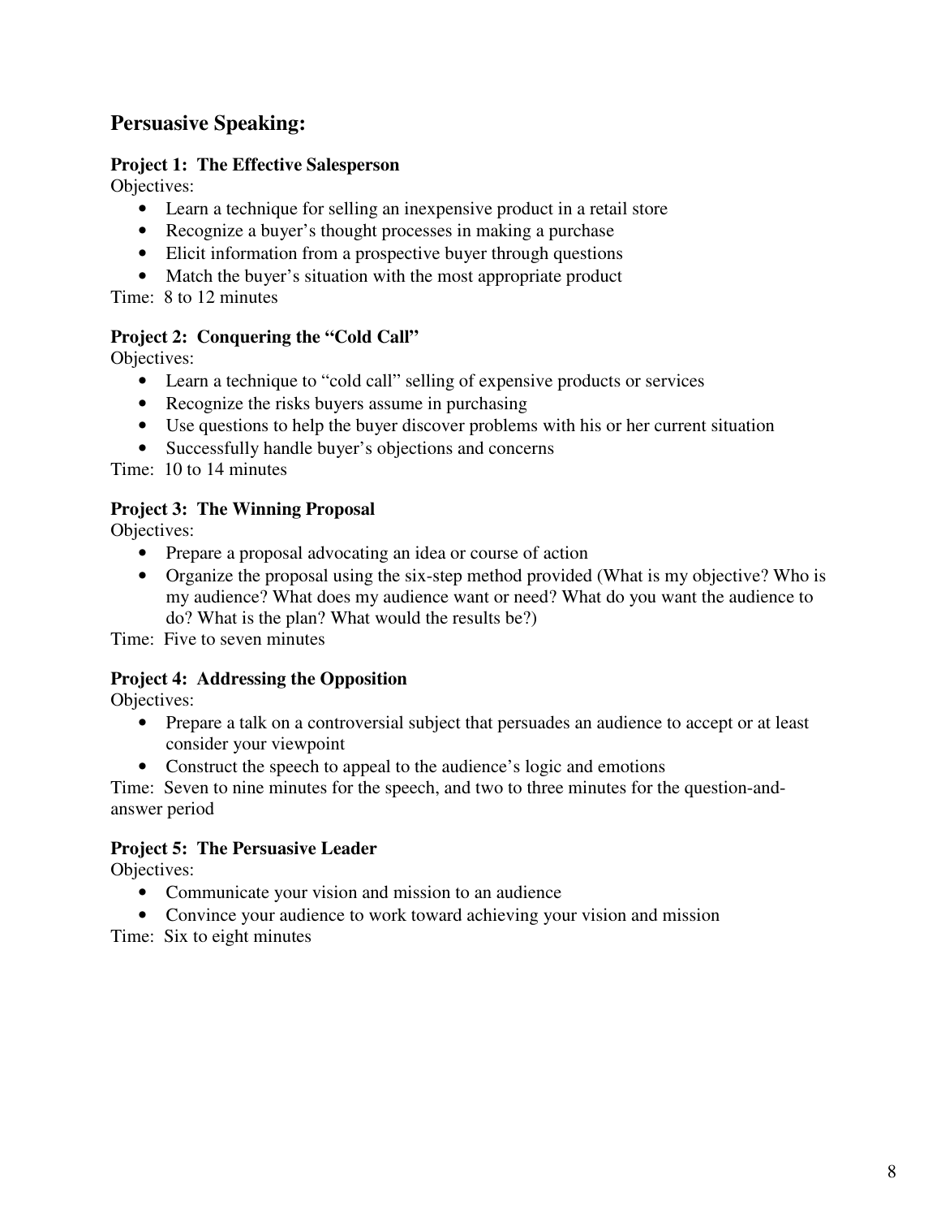## Persuasive Speaking:

**Project 1: The Effective Salesperson**

Objectives:

- Learn a technique for selling an inexpensive product in a retail store
- Recognize a buyer's thought processes in making a purchase
- Elicit information from a prospective buyer through questions
- Match the buyer's situation with the most appropriate product

Time: 8 to 12 minutes

**Project 2: Conquering the "Cold Call"**

Objectives:

- Learn a technique to "cold call" selling of expensive products or services
- Recognize the risks buyers assume in purchasing
- Use questions to help the buyer discover problems with his or her current situation
- Successfully handle buyer's objections and concerns

Time: 10 to 14 minutes

**Project 3: The Winning Proposal**

Objectives:

- Prepare a proposal advocating an idea or course of action
- Organize the proposal using the six-step method provided (What is my objective? Who is my audience? What does my audience want or need? What do you want the audience to do? What is the plan? What would the results be?)

Time: Five to seven minutes

**Project 4: Addressing the Opposition**

Objectives:

- Prepare a talk on a controversial subject that persuades an audience to accept or at least consider your viewpoint
- Construct the speech to appeal to the audience's logic and emotions

Time: Seven to nine minutes for the speech, and two to three minutes for the question-and-answer period

**Project 5: The Persuasive Leader**

Objectives:

- Communicate your vision and mission to an audience
- Convince your audience to work toward achieving your vision and mission

Time: Six to eight minutes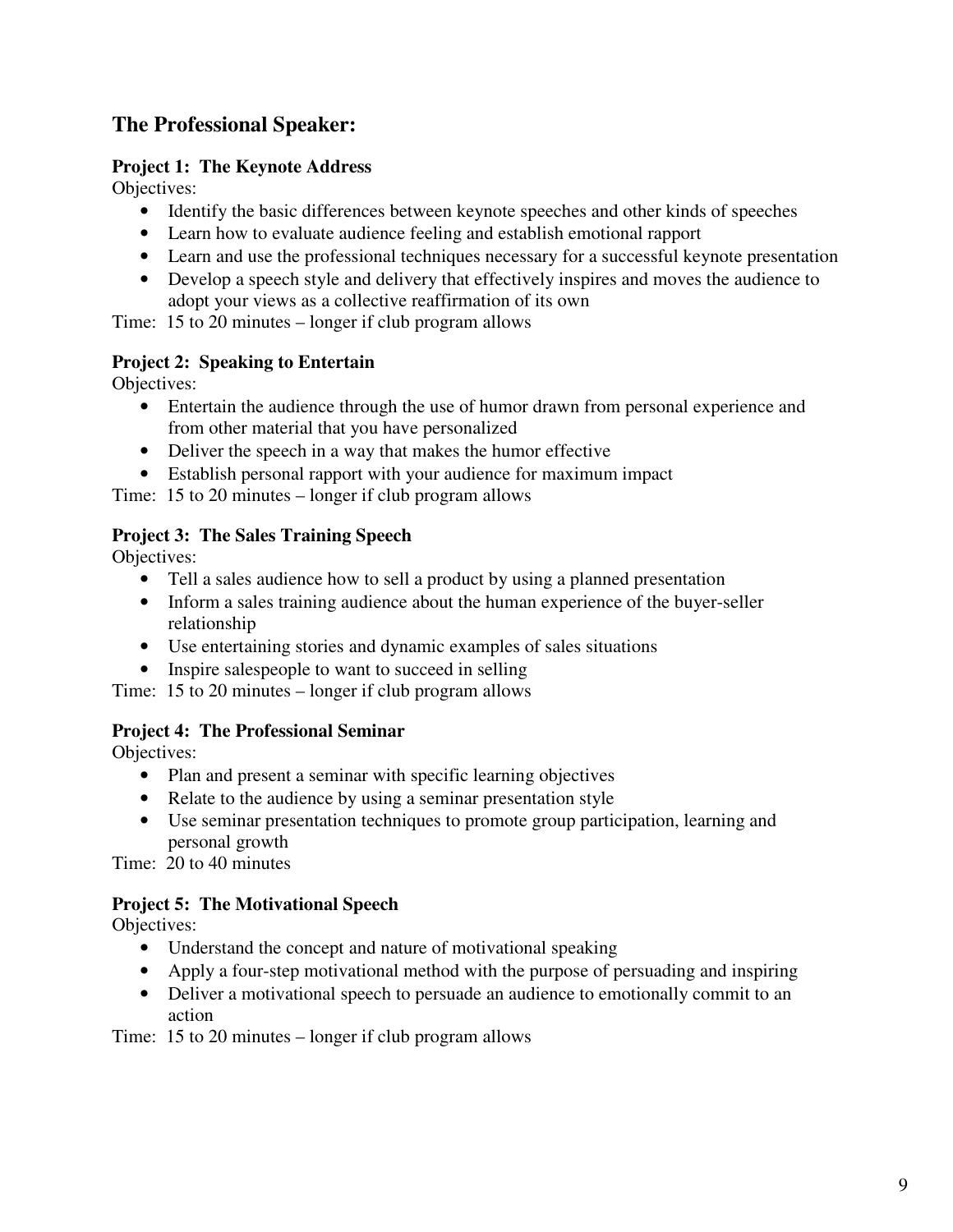## The Professional Speaker:

**Project 1: The Keynote Address**

Objectives:

- Identify the basic differences between keynote speeches and other kinds of speeches
- Learn how to evaluate audience feeling and establish emotional rapport
- Learn and use the professional techniques necessary for a successful keynote presentation
- Develop a speech style and delivery that effectively inspires and moves the audience to adopt your views as a collective reaffirmation of its own

Time: 15 to 20 minutes – longer if club program allows

**Project 2: Speaking to Entertain**

Objectives:

- Entertain the audience through the use of humor drawn from personal experience and from other material that you have personalized
- Deliver the speech in a way that makes the humor effective
- Establish personal rapport with your audience for maximum impact

Time: 15 to 20 minutes – longer if club program allows

**Project 3: The Sales Training Speech**

Objectives:

- Tell a sales audience how to sell a product by using a planned presentation
- Inform a sales training audience about the human experience of the buyer-seller relationship
- Use entertaining stories and dynamic examples of sales situations
- Inspire salespeople to want to succeed in selling

Time: 15 to 20 minutes – longer if club program allows

**Project 4: The Professional Seminar**

Objectives:

- Plan and present a seminar with specific learning objectives
- Relate to the audience by using a seminar presentation style
- Use seminar presentation techniques to promote group participation, learning and personal growth

Time: 20 to 40 minutes

**Project 5: The Motivational Speech**

Objectives:

- Understand the concept and nature of motivational speaking
- Apply a four-step motivational method with the purpose of persuading and inspiring
- Deliver a motivational speech to persuade an audience to emotionally commit to an action

Time: 15 to 20 minutes – longer if club program allows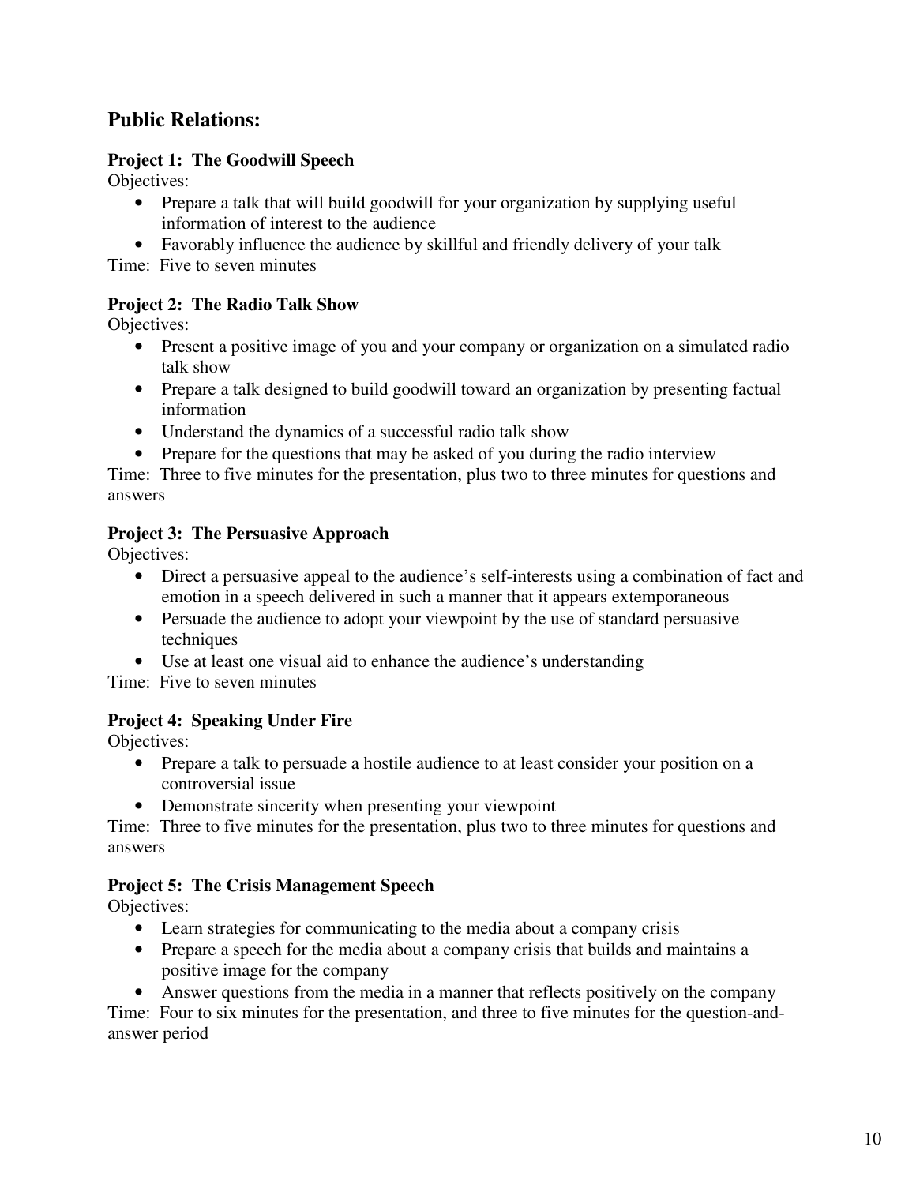## Public Relations:

**Project 1: The Goodwill Speech**
Objectives:

- Prepare a talk that will build goodwill for your organization by supplying useful information of interest to the audience
- Favorably influence the audience by skillful and friendly delivery of your talk

Time: Five to seven minutes

**Project 2: The Radio Talk Show**
Objectives:

- Present a positive image of you and your company or organization on a simulated radio talk show
- Prepare a talk designed to build goodwill toward an organization by presenting factual information
- Understand the dynamics of a successful radio talk show
- Prepare for the questions that may be asked of you during the radio interview

Time: Three to five minutes for the presentation, plus two to three minutes for questions and answers

**Project 3: The Persuasive Approach**
Objectives:

- Direct a persuasive appeal to the audience's self-interests using a combination of fact and emotion in a speech delivered in such a manner that it appears extemporaneous
- Persuade the audience to adopt your viewpoint by the use of standard persuasive techniques
- Use at least one visual aid to enhance the audience's understanding

Time: Five to seven minutes

**Project 4: Speaking Under Fire**
Objectives:

- Prepare a talk to persuade a hostile audience to at least consider your position on a controversial issue
- Demonstrate sincerity when presenting your viewpoint

Time: Three to five minutes for the presentation, plus two to three minutes for questions and answers

**Project 5: The Crisis Management Speech**
Objectives:

- Learn strategies for communicating to the media about a company crisis
- Prepare a speech for the media about a company crisis that builds and maintains a positive image for the company
- Answer questions from the media in a manner that reflects positively on the company

Time: Four to six minutes for the presentation, and three to five minutes for the question-and-answer period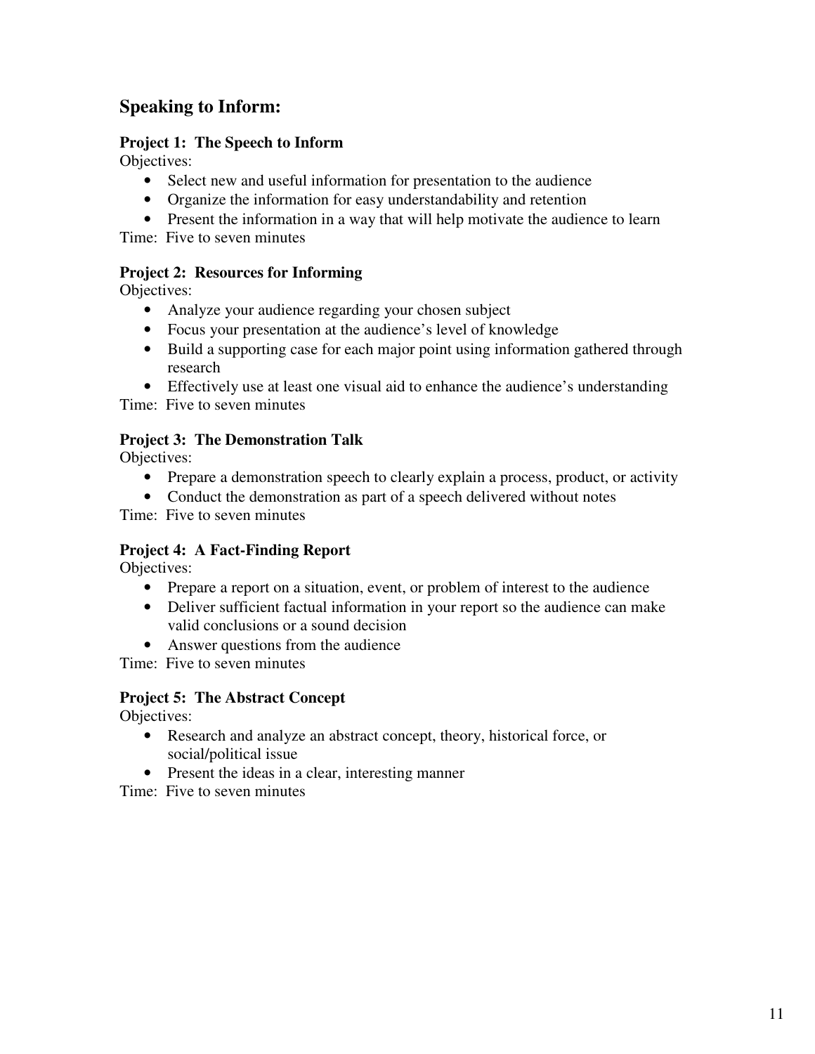## Speaking to Inform:

**Project 1: The Speech to Inform**
Objectives:

- Select new and useful information for presentation to the audience
- Organize the information for easy understandability and retention
- Present the information in a way that will help motivate the audience to learn

Time: Five to seven minutes

**Project 2: Resources for Informing**
Objectives:

- Analyze your audience regarding your chosen subject
- Focus your presentation at the audience's level of knowledge
- Build a supporting case for each major point using information gathered through research
- Effectively use at least one visual aid to enhance the audience's understanding

Time: Five to seven minutes

**Project 3: The Demonstration Talk**
Objectives:

- Prepare a demonstration speech to clearly explain a process, product, or activity
- Conduct the demonstration as part of a speech delivered without notes

Time: Five to seven minutes

**Project 4: A Fact-Finding Report**
Objectives:

- Prepare a report on a situation, event, or problem of interest to the audience
- Deliver sufficient factual information in your report so the audience can make valid conclusions or a sound decision
- Answer questions from the audience

Time: Five to seven minutes

**Project 5: The Abstract Concept**
Objectives:

- Research and analyze an abstract concept, theory, historical force, or social/political issue
- Present the ideas in a clear, interesting manner

Time: Five to seven minutes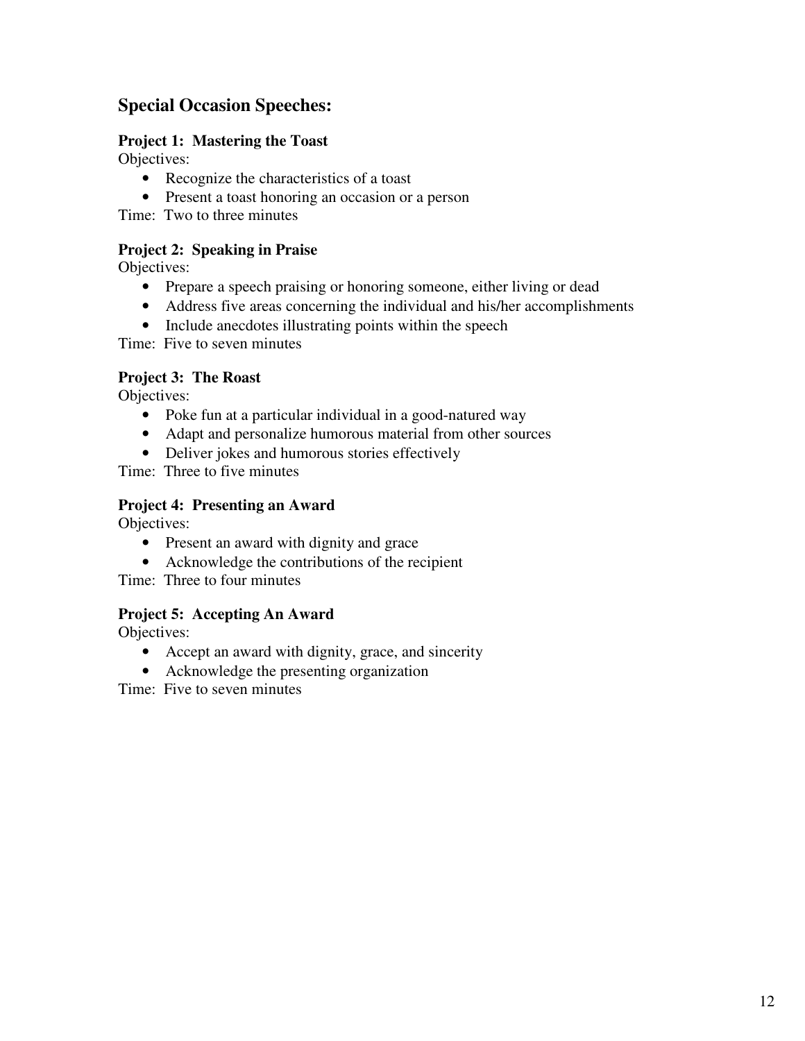## Special Occasion Speeches:

**Project 1: Mastering the Toast**
Objectives:

- Recognize the characteristics of a toast
- Present a toast honoring an occasion or a person

Time: Two to three minutes

**Project 2: Speaking in Praise**
Objectives:

- Prepare a speech praising or honoring someone, either living or dead
- Address five areas concerning the individual and his/her accomplishments
- Include anecdotes illustrating points within the speech

Time: Five to seven minutes

**Project 3: The Roast**
Objectives:

- Poke fun at a particular individual in a good-natured way
- Adapt and personalize humorous material from other sources
- Deliver jokes and humorous stories effectively

Time: Three to five minutes

**Project 4: Presenting an Award**
Objectives:

- Present an award with dignity and grace
- Acknowledge the contributions of the recipient

Time: Three to four minutes

**Project 5: Accepting An Award**
Objectives:

- Accept an award with dignity, grace, and sincerity
- Acknowledge the presenting organization

Time: Five to seven minutes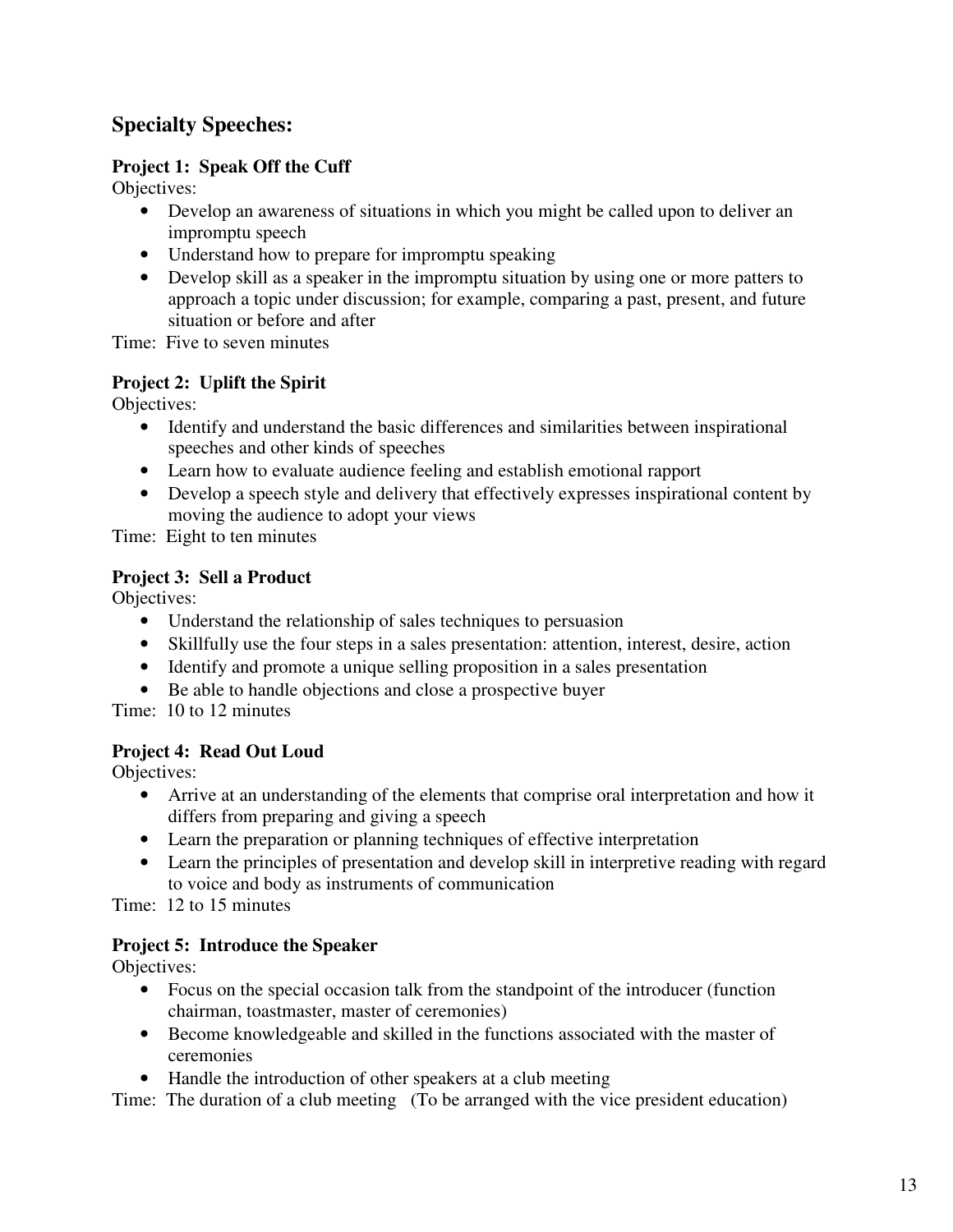## Specialty Speeches:

**Project 1: Speak Off the Cuff**

Objectives:

- Develop an awareness of situations in which you might be called upon to deliver an impromptu speech
- Understand how to prepare for impromptu speaking
- Develop skill as a speaker in the impromptu situation by using one or more patters to approach a topic under discussion; for example, comparing a past, present, and future situation or before and after

Time: Five to seven minutes

**Project 2: Uplift the Spirit**

Objectives:

- Identify and understand the basic differences and similarities between inspirational speeches and other kinds of speeches
- Learn how to evaluate audience feeling and establish emotional rapport
- Develop a speech style and delivery that effectively expresses inspirational content by moving the audience to adopt your views

Time: Eight to ten minutes

**Project 3: Sell a Product**

Objectives:

- Understand the relationship of sales techniques to persuasion
- Skillfully use the four steps in a sales presentation: attention, interest, desire, action
- Identify and promote a unique selling proposition in a sales presentation
- Be able to handle objections and close a prospective buyer

Time: 10 to 12 minutes

**Project 4: Read Out Loud**

Objectives:

- Arrive at an understanding of the elements that comprise oral interpretation and how it differs from preparing and giving a speech
- Learn the preparation or planning techniques of effective interpretation
- Learn the principles of presentation and develop skill in interpretive reading with regard to voice and body as instruments of communication

Time: 12 to 15 minutes

**Project 5: Introduce the Speaker**

Objectives:

- Focus on the special occasion talk from the standpoint of the introducer (function chairman, toastmaster, master of ceremonies)
- Become knowledgeable and skilled in the functions associated with the master of ceremonies
- Handle the introduction of other speakers at a club meeting

Time: The duration of a club meeting (To be arranged with the vice president education)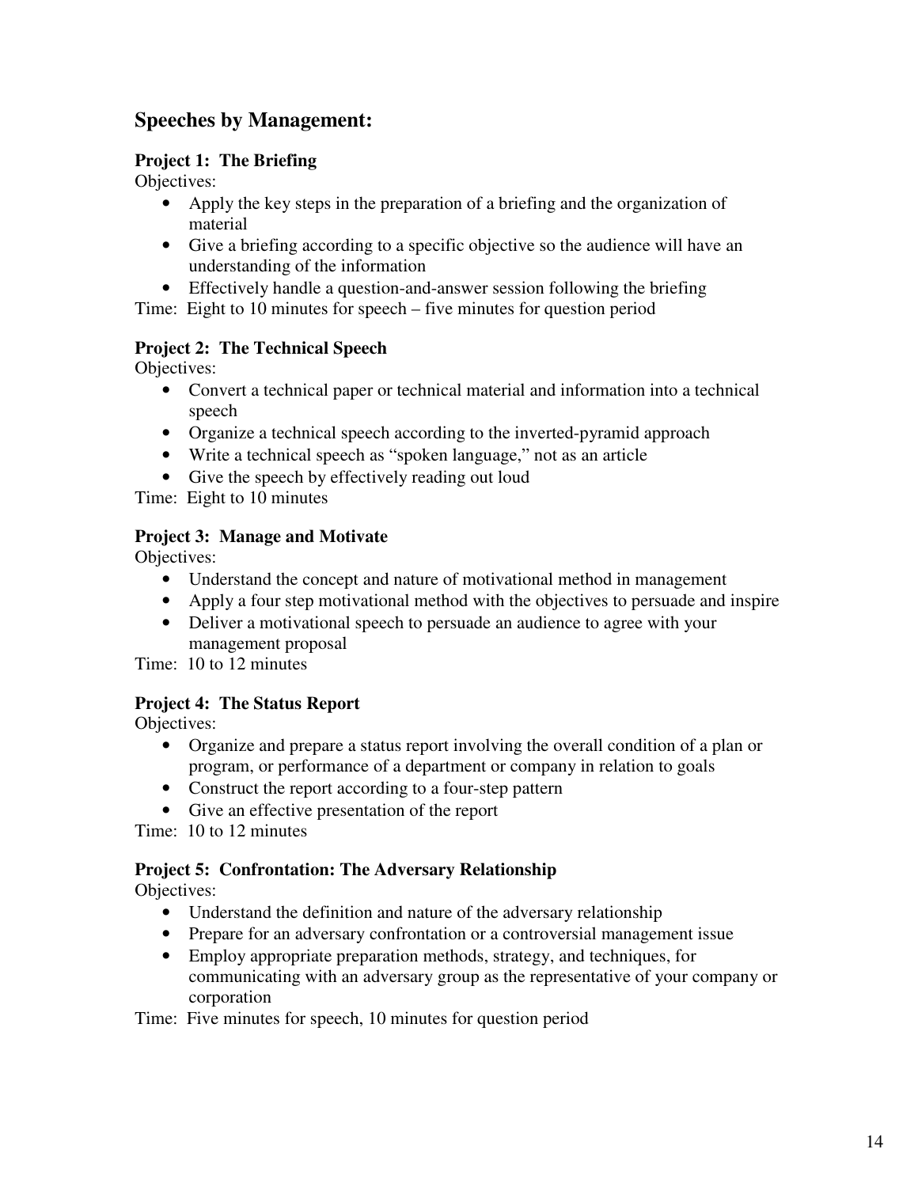## Speeches by Management:

**Project 1: The Briefing**
Objectives:

- Apply the key steps in the preparation of a briefing and the organization of material
- Give a briefing according to a specific objective so the audience will have an understanding of the information
- Effectively handle a question-and-answer session following the briefing

Time: Eight to 10 minutes for speech – five minutes for question period

**Project 2: The Technical Speech**
Objectives:

- Convert a technical paper or technical material and information into a technical speech
- Organize a technical speech according to the inverted-pyramid approach
- Write a technical speech as "spoken language," not as an article
- Give the speech by effectively reading out loud

Time: Eight to 10 minutes

**Project 3: Manage and Motivate**
Objectives:

- Understand the concept and nature of motivational method in management
- Apply a four step motivational method with the objectives to persuade and inspire
- Deliver a motivational speech to persuade an audience to agree with your management proposal

Time: 10 to 12 minutes

**Project 4: The Status Report**
Objectives:

- Organize and prepare a status report involving the overall condition of a plan or program, or performance of a department or company in relation to goals
- Construct the report according to a four-step pattern
- Give an effective presentation of the report

Time: 10 to 12 minutes

**Project 5: Confrontation: The Adversary Relationship**
Objectives:

- Understand the definition and nature of the adversary relationship
- Prepare for an adversary confrontation or a controversial management issue
- Employ appropriate preparation methods, strategy, and techniques, for communicating with an adversary group as the representative of your company or corporation

Time: Five minutes for speech, 10 minutes for question period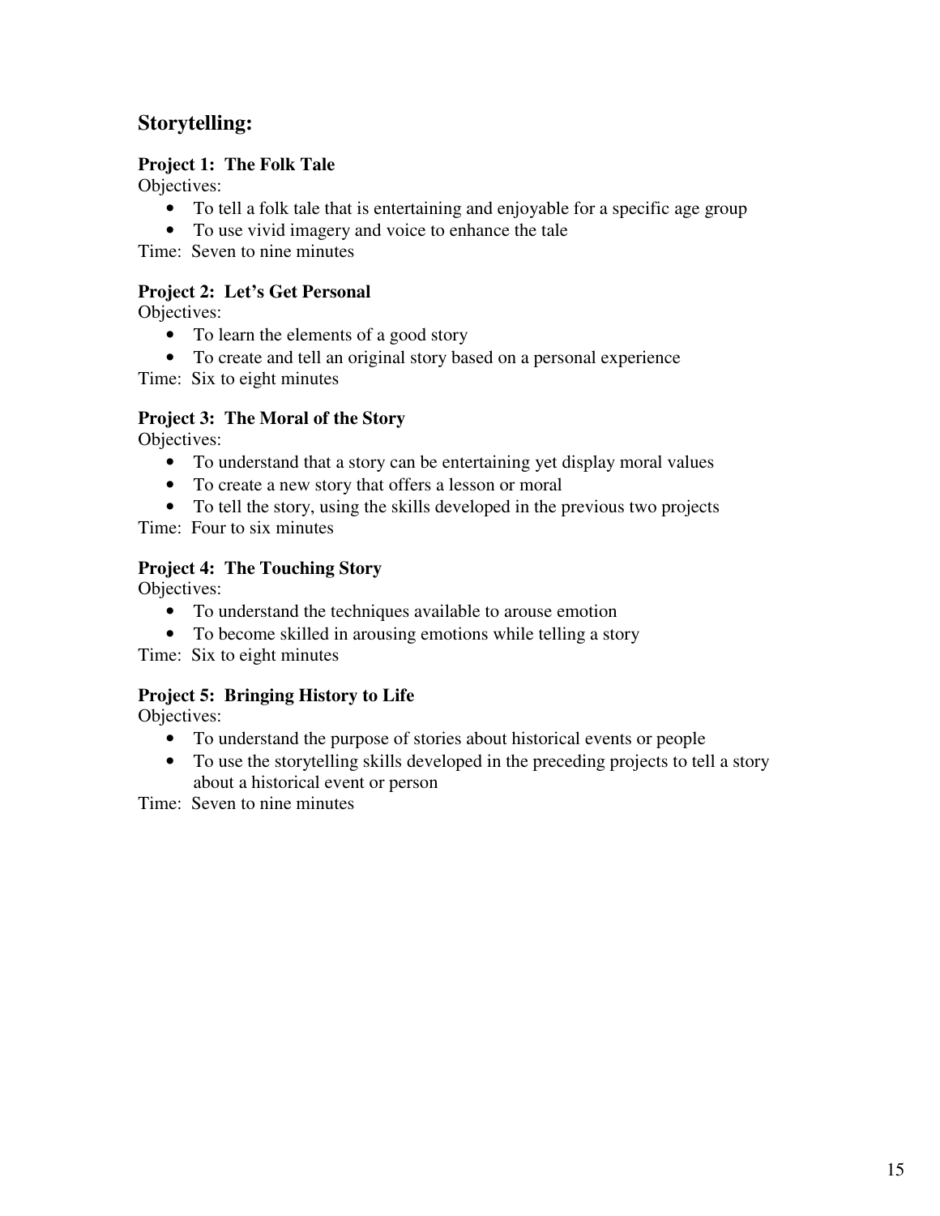## Storytelling:

### Project 1: The Folk Tale

Objectives:

- To tell a folk tale that is entertaining and enjoyable for a specific age group
- To use vivid imagery and voice to enhance the tale

Time: Seven to nine minutes

### Project 2: Let's Get Personal

Objectives:

- To learn the elements of a good story
- To create and tell an original story based on a personal experience

Time: Six to eight minutes

### Project 3: The Moral of the Story

Objectives:

- To understand that a story can be entertaining yet display moral values
- To create a new story that offers a lesson or moral
- To tell the story, using the skills developed in the previous two projects

Time: Four to six minutes

### Project 4: The Touching Story

Objectives:

- To understand the techniques available to arouse emotion
- To become skilled in arousing emotions while telling a story

Time: Six to eight minutes

### Project 5: Bringing History to Life

Objectives:

- To understand the purpose of stories about historical events or people
- To use the storytelling skills developed in the preceding projects to tell a story about a historical event or person

Time: Seven to nine minutes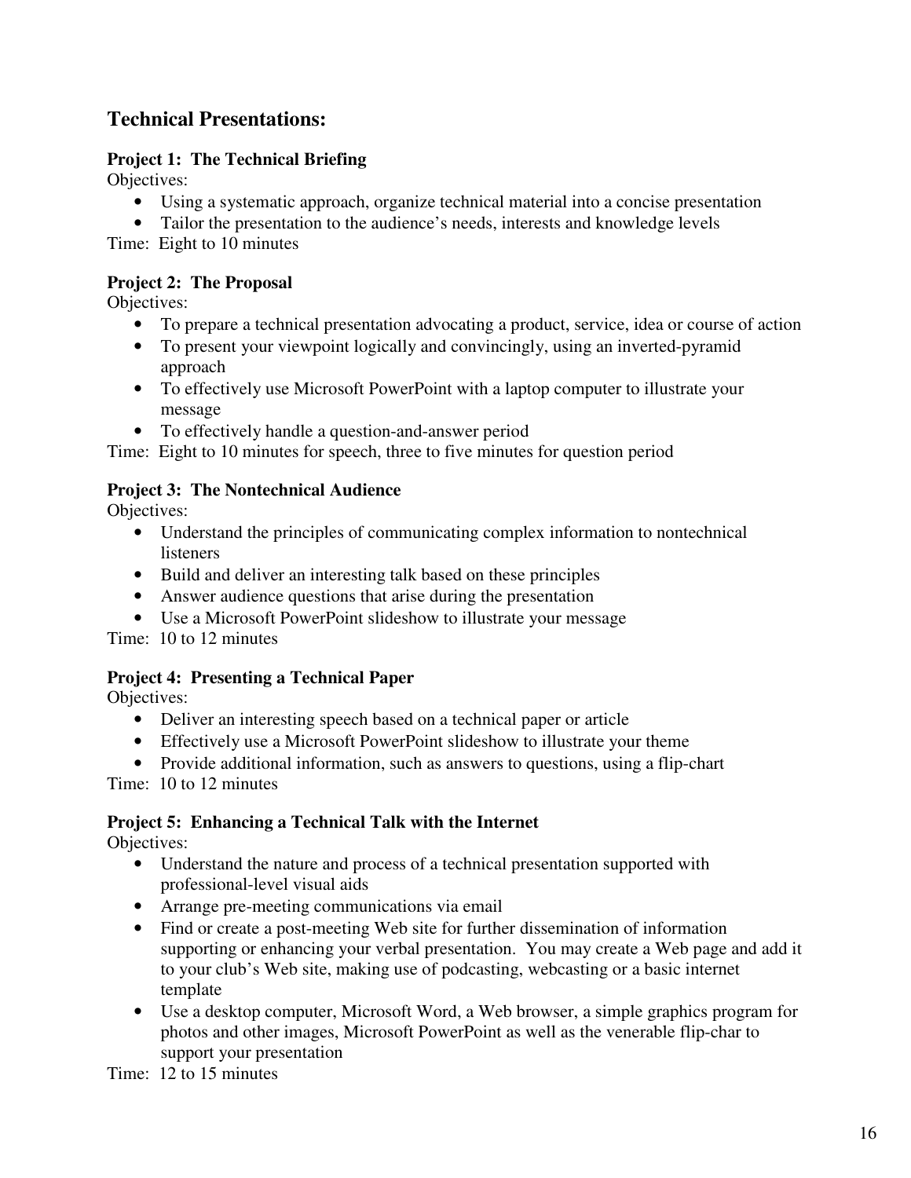## Technical Presentations:

**Project 1: The Technical Briefing**
Objectives:

- Using a systematic approach, organize technical material into a concise presentation
- Tailor the presentation to the audience's needs, interests and knowledge levels

Time: Eight to 10 minutes

**Project 2: The Proposal**
Objectives:

- To prepare a technical presentation advocating a product, service, idea or course of action
- To present your viewpoint logically and convincingly, using an inverted-pyramid approach
- To effectively use Microsoft PowerPoint with a laptop computer to illustrate your message
- To effectively handle a question-and-answer period

Time: Eight to 10 minutes for speech, three to five minutes for question period

**Project 3: The Nontechnical Audience**
Objectives:

- Understand the principles of communicating complex information to nontechnical listeners
- Build and deliver an interesting talk based on these principles
- Answer audience questions that arise during the presentation
- Use a Microsoft PowerPoint slideshow to illustrate your message

Time: 10 to 12 minutes

**Project 4: Presenting a Technical Paper**
Objectives:

- Deliver an interesting speech based on a technical paper or article
- Effectively use a Microsoft PowerPoint slideshow to illustrate your theme
- Provide additional information, such as answers to questions, using a flip-chart

Time: 10 to 12 minutes

**Project 5: Enhancing a Technical Talk with the Internet**
Objectives:

- Understand the nature and process of a technical presentation supported with professional-level visual aids
- Arrange pre-meeting communications via email
- Find or create a post-meeting Web site for further dissemination of information supporting or enhancing your verbal presentation. You may create a Web page and add it to your club's Web site, making use of podcasting, webcasting or a basic internet template
- Use a desktop computer, Microsoft Word, a Web browser, a simple graphics program for photos and other images, Microsoft PowerPoint as well as the venerable flip-char to support your presentation

Time: 12 to 15 minutes